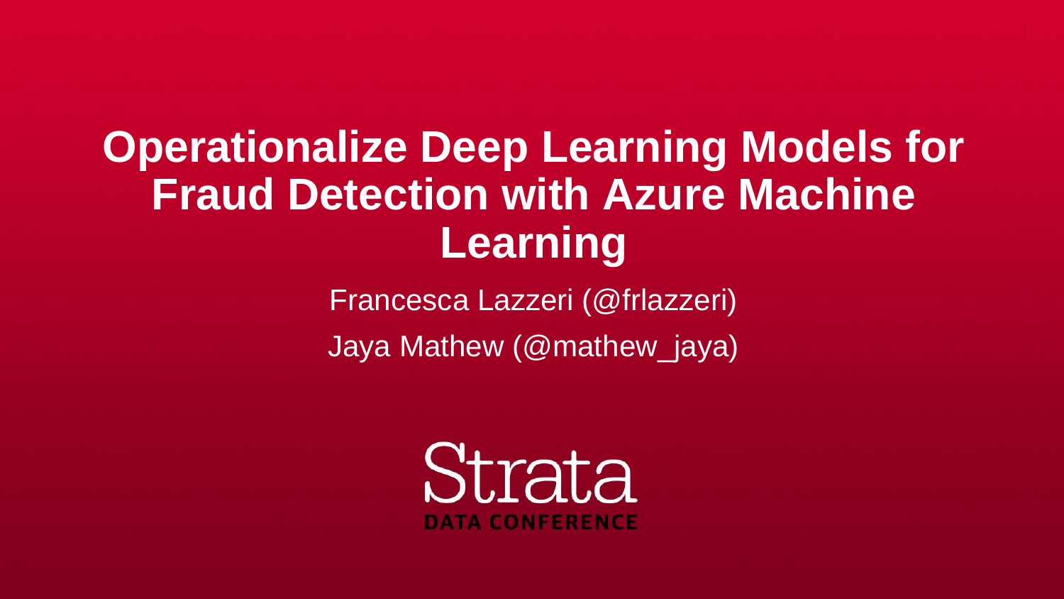# Operationalize Deep Learning Models for Fraud Detection with Azure Machine Learning

Francesca Lazzeri (@frlazzeri)

Jaya Mathew (@mathew_jaya)

Strata

DATA CONFERENCE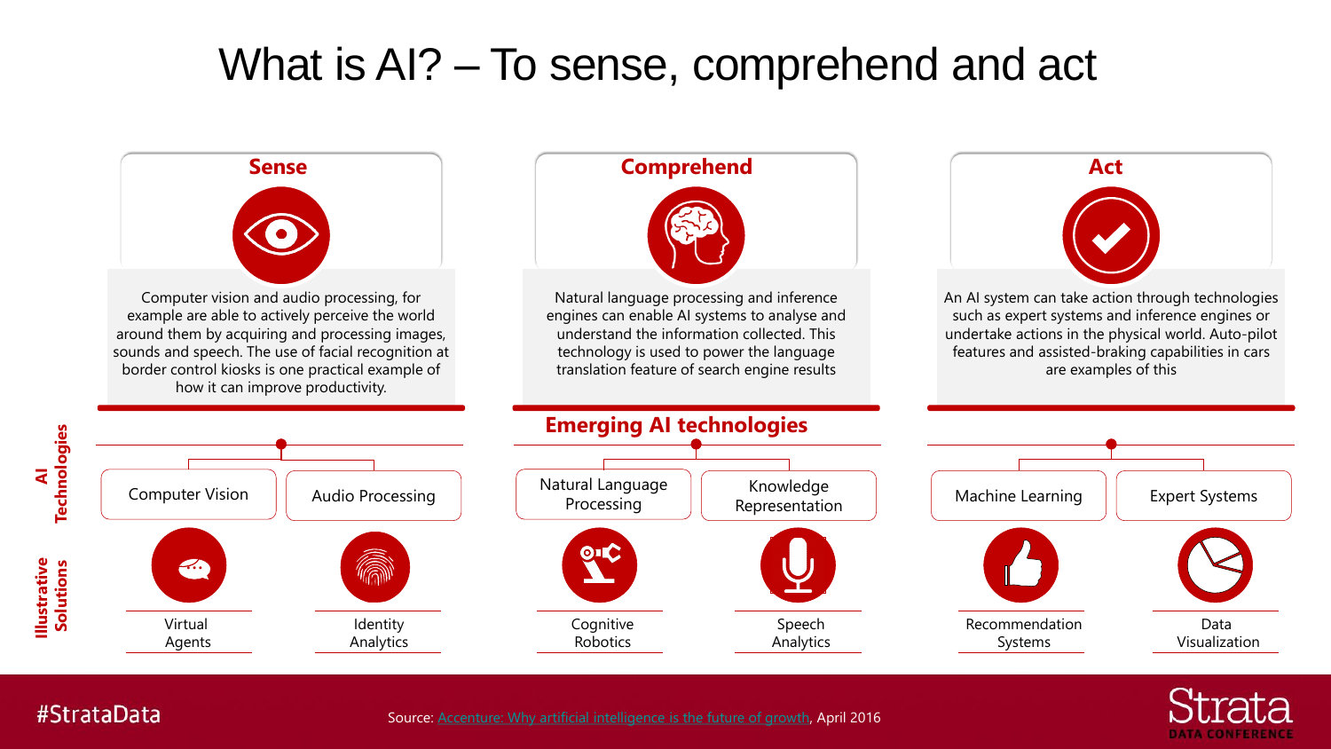# What is AI? – To sense, comprehend and act

## Sense

Computer vision and audio processing, for example are able to actively perceive the world around them by acquiring and processing images, sounds and speech. The use of facial recognition at border control kiosks is one practical example of how it can improve productivity.

## Comprehend

Natural language processing and inference engines can enable AI systems to analyse and understand the information collected. This technology is used to power the language translation feature of search engine results

## Act

An AI system can take action through technologies such as expert systems and inference engines or undertake actions in the physical world. Auto-pilot features and assisted-braking capabilities in cars are examples of this

## Emerging AI technologies

| | Sense | | Comprehend | | Act | |
|---|---|---|---|---|---|---|
| **AI Technologies** | Computer Vision | Audio Processing | Natural Language Processing | Knowledge Representation | Machine Learning | Expert Systems |
| **Illustrative Solutions** | Virtual Agents | Identity Analytics | Cognitive Robotics | Speech Analytics | Recommendation Systems | Data Visualization |

#StrataData

Source: Accenture: Why artificial intelligence is the future of growth, April 2016

Strata DATA CONFERENCE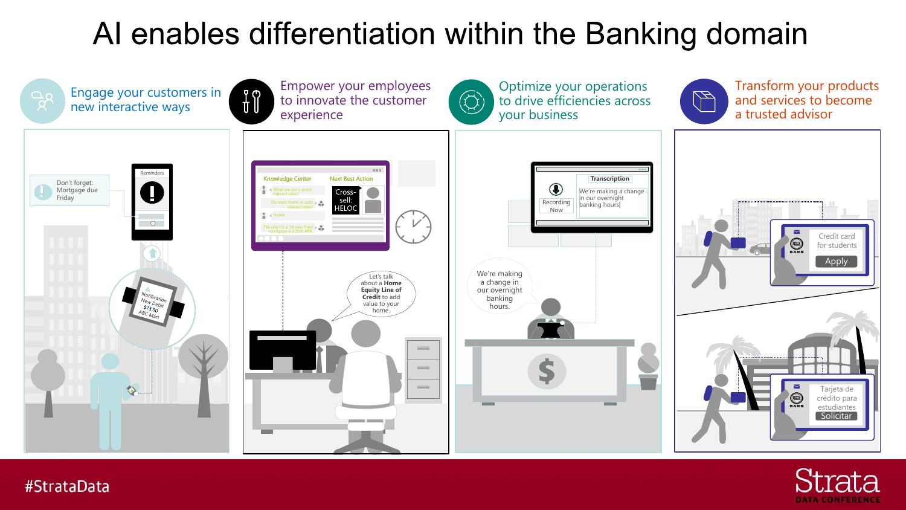# AI enables differentiation within the Banking domain

## Engage your customers in new interactive ways

Don't forget: Mortgage due Friday

Reminders

Notification New Debit $73.50 ABC Mart

## Empower your employees to innovate the customer experience

Knowledge Center

Next Best Action

What are our current interest rates?

Do want home or auto interest rates?

Home

The rate for a 30-year fixed mortgage is 6.25% APR

Cross-sell: HELOC

Let's talk about a **Home Equity Line of Credit** to add value to your home.

## Optimize your operations to drive efficiencies across your business

Recording Now

Transcription

We're making a change in our overnight banking hours|

We're making a change in our overnight banking hours.

## Transform your products and services to become a trusted advisor

Credit card for students

Apply

Tarjeta de crédito para estudiantes

Solicitar

#StrataData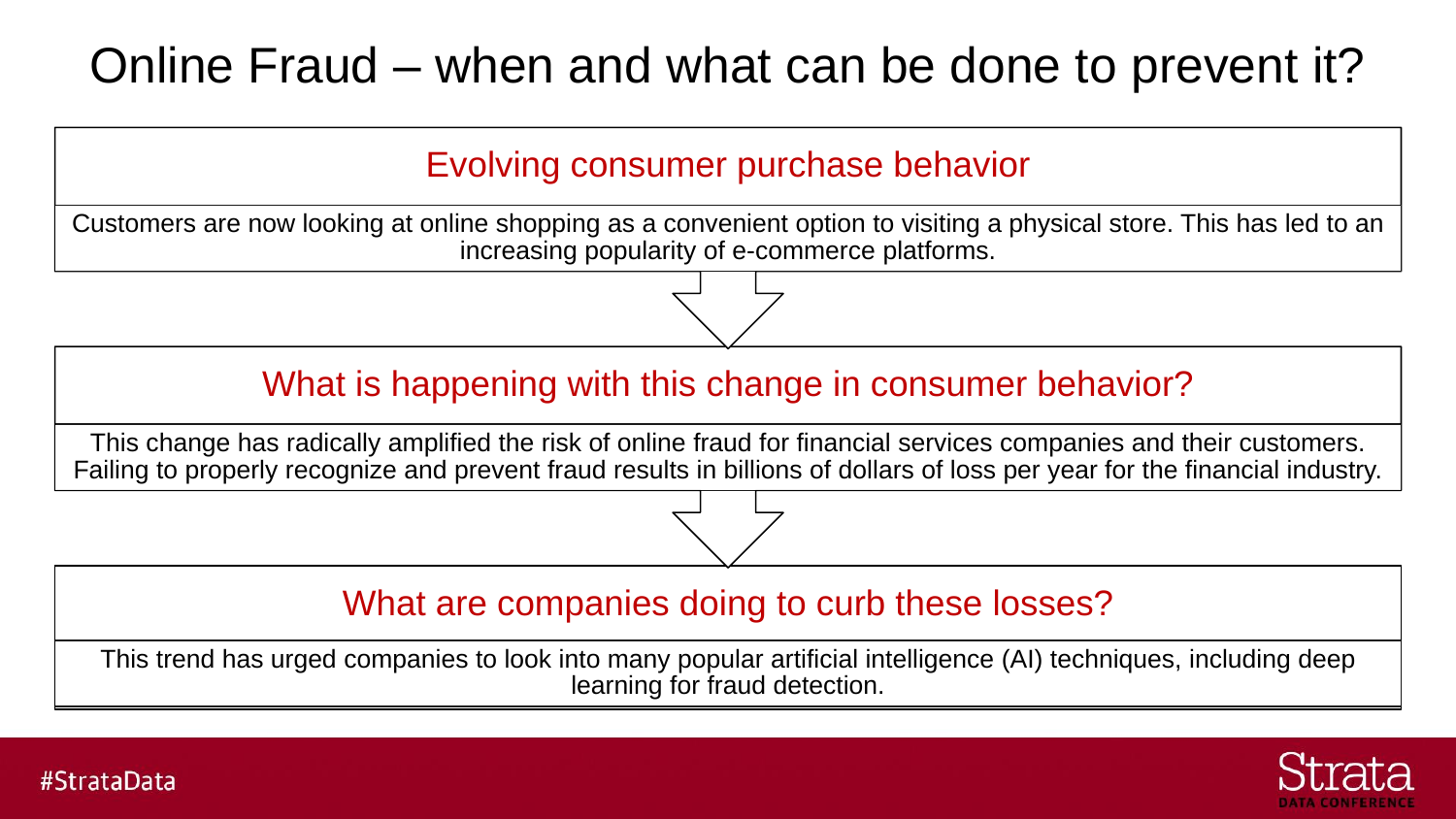# Online Fraud – when and what can be done to prevent it?

## Evolving consumer purchase behavior

Customers are now looking at online shopping as a convenient option to visiting a physical store. This has led to an increasing popularity of e-commerce platforms.

## What is happening with this change in consumer behavior?

This change has radically amplified the risk of online fraud for financial services companies and their customers. Failing to properly recognize and prevent fraud results in billions of dollars of loss per year for the financial industry.

## What are companies doing to curb these losses?

This trend has urged companies to look into many popular artificial intelligence (AI) techniques, including deep learning for fraud detection.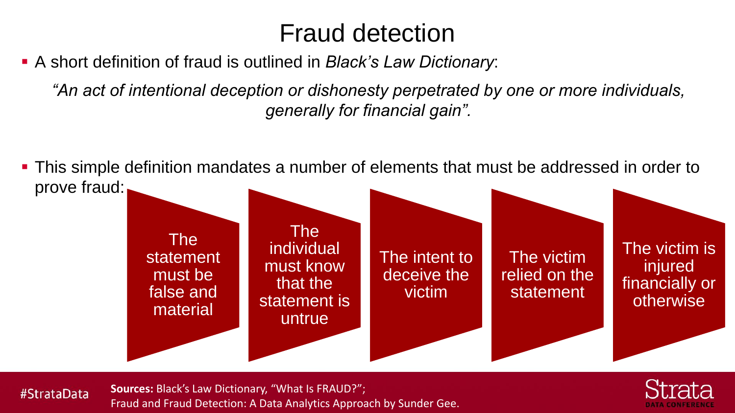# Fraud detection

- A short definition of fraud is outlined in *Black's Law Dictionary*:

  *"An act of intentional deception or dishonesty perpetrated by one or more individuals, generally for financial gain".*

- This simple definition mandates a number of elements that must be addressed in order to prove fraud:
  1. The statement must be false and material
  2. The individual must know that the statement is untrue
  3. The intent to deceive the victim
  4. The victim relied on the statement
  5. The victim is injured financially or otherwise

**Sources:** Black's Law Dictionary, "What Is FRAUD?"; Fraud and Fraud Detection: A Data Analytics Approach by Sunder Gee.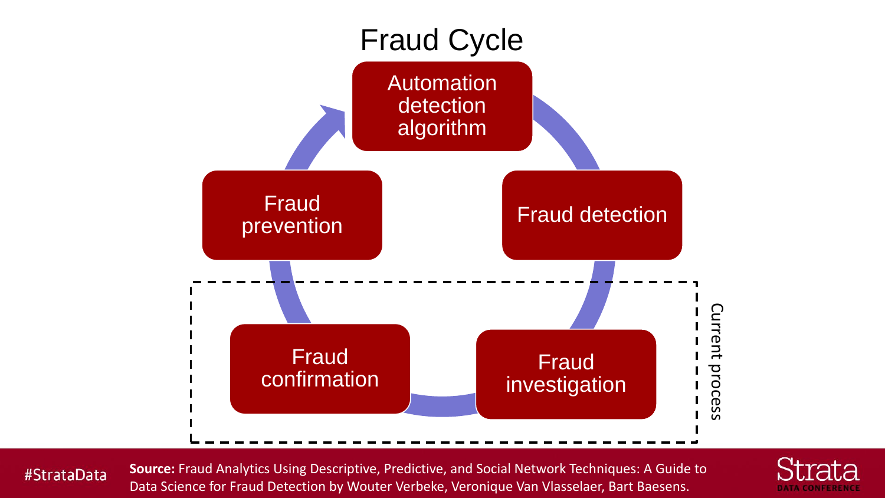# Fraud Cycle

- Automation detection algorithm
- Fraud detection
- Fraud investigation
- Fraud confirmation
- Fraud prevention

Current process: Fraud investigation, Fraud confirmation

**Source:** Fraud Analytics Using Descriptive, Predictive, and Social Network Techniques: A Guide to Data Science for Fraud Detection by Wouter Verbeke, Veronique Van Vlasselaer, Bart Baesens.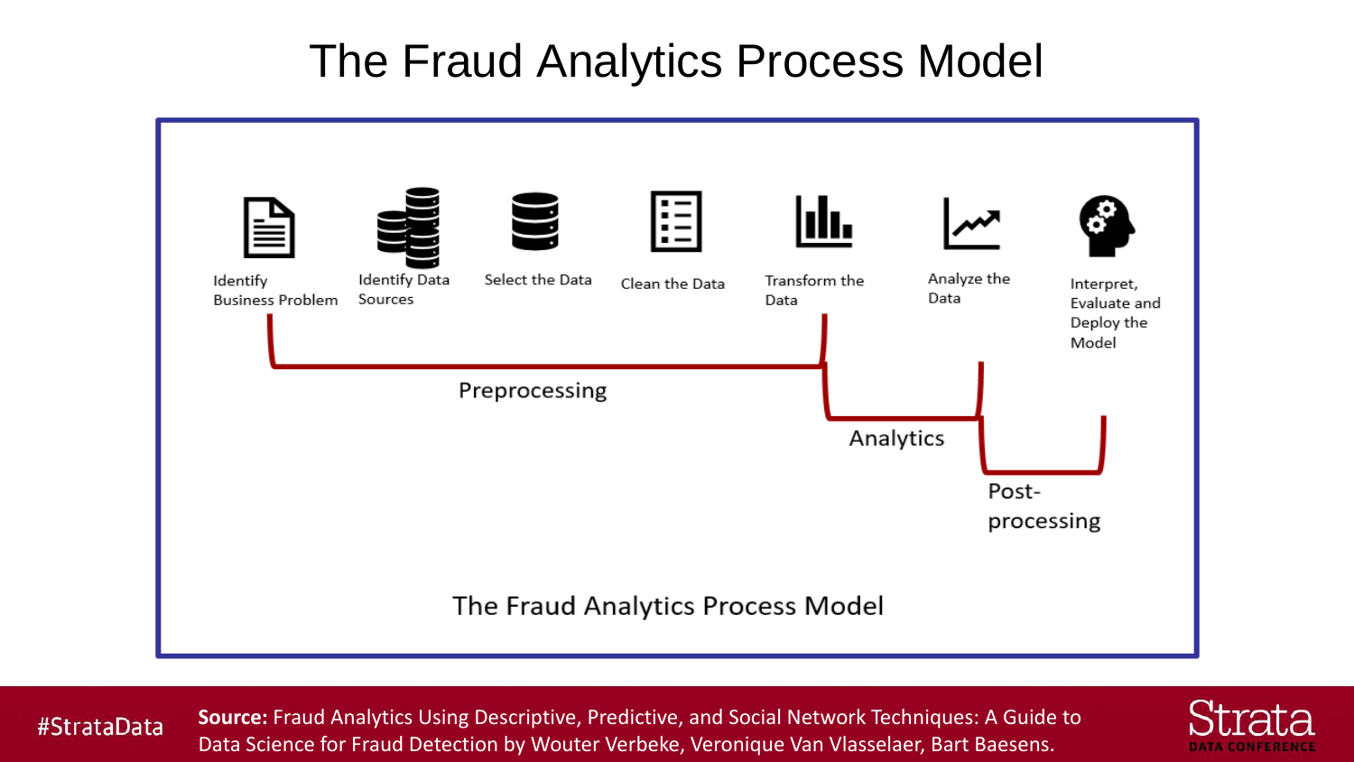# The Fraud Analytics Process Model

Identify Business Problem

Identify Data Sources

Select the Data

Clean the Data

Transform the Data

Analyze the Data

Interpret, Evaluate and Deploy the Model

Preprocessing

Analytics

Post-processing

The Fraud Analytics Process Model

#StrataData

**Source:** Fraud Analytics Using Descriptive, Predictive, and Social Network Techniques: A Guide to Data Science for Fraud Detection by Wouter Verbeke, Veronique Van Vlasselaer, Bart Baesens.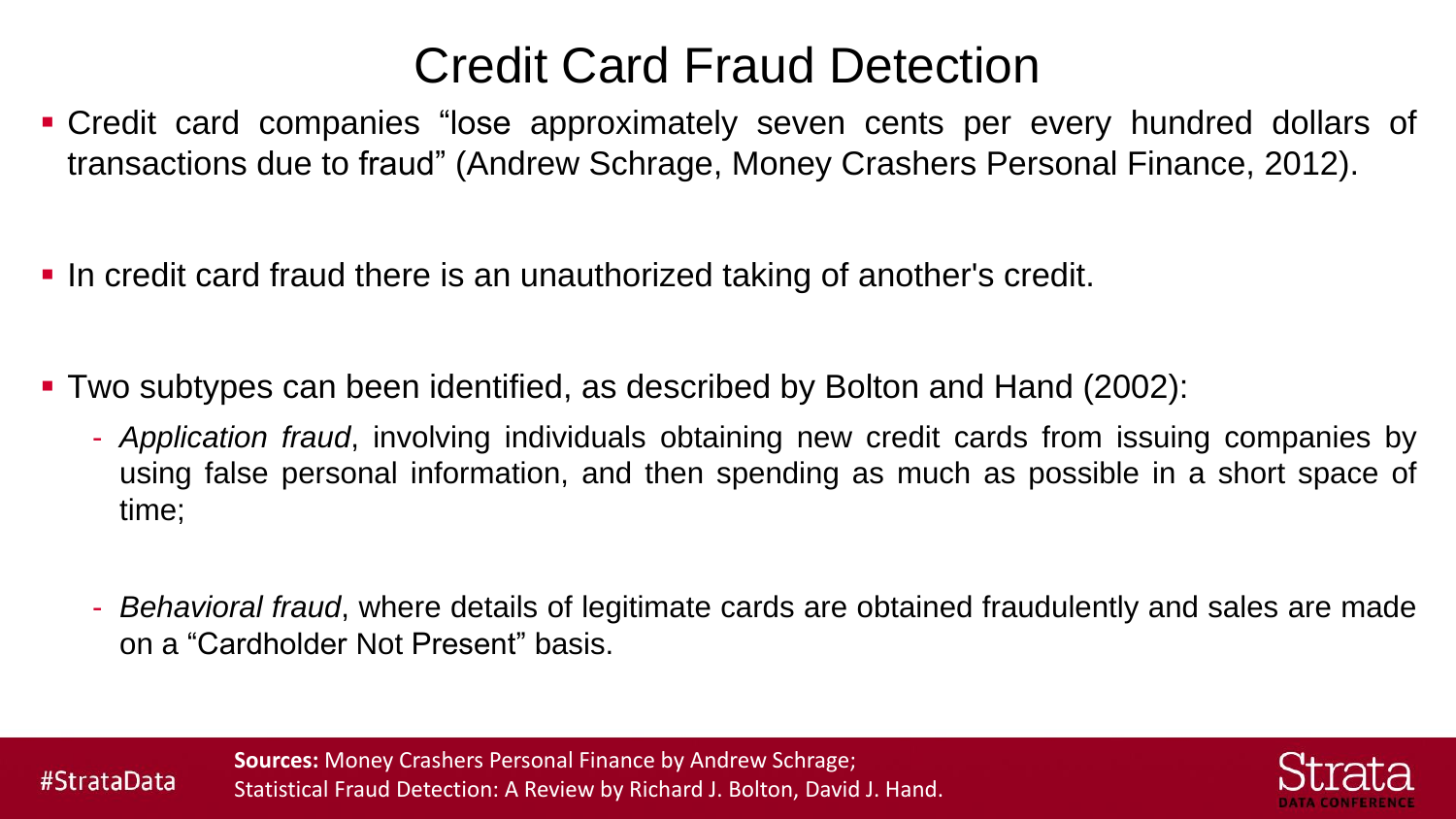# Credit Card Fraud Detection

- Credit card companies "lose approximately seven cents per every hundred dollars of transactions due to fraud" (Andrew Schrage, Money Crashers Personal Finance, 2012).

- In credit card fraud there is an unauthorized taking of another's credit.

- Two subtypes can been identified, as described by Bolton and Hand (2002):
  - *Application fraud*, involving individuals obtaining new credit cards from issuing companies by using false personal information, and then spending as much as possible in a short space of time;
  - *Behavioral fraud*, where details of legitimate cards are obtained fraudulently and sales are made on a "Cardholder Not Present" basis.

**Sources:** Money Crashers Personal Finance by Andrew Schrage;
Statistical Fraud Detection: A Review by Richard J. Bolton, David J. Hand.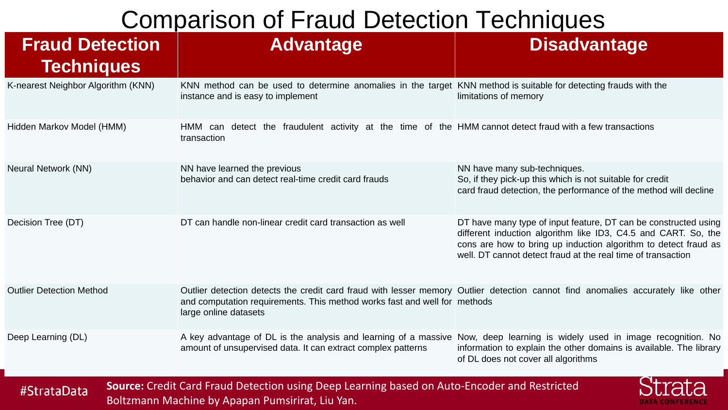# Comparison of Fraud Detection Techniques

| Fraud Detection Techniques | Advantage | Disadvantage |
|---|---|---|
| K-nearest Neighbor Algorithm (KNN) | KNN method can be used to determine anomalies in the target instance and is easy to implement | KNN method is suitable for detecting frauds with the limitations of memory |
| Hidden Markov Model (HMM) | HMM can detect the fraudulent activity at the time of the transaction | HMM cannot detect fraud with a few transactions |
| Neural Network (NN) | NN have learned the previous behavior and can detect real-time credit card frauds | NN have many sub-techniques. So, if they pick-up this which is not suitable for credit card fraud detection, the performance of the method will decline |
| Decision Tree (DT) | DT can handle non-linear credit card transaction as well | DT have many type of input feature, DT can be constructed using different induction algorithm like ID3, C4.5 and CART. So, the cons are how to bring up induction algorithm to detect fraud as well. DT cannot detect fraud at the real time of transaction |
| Outlier Detection Method | Outlier detection detects the credit card fraud with lesser memory and computation requirements. This method works fast and well for large online datasets | Outlier detection cannot find anomalies accurately like other methods |
| Deep Learning (DL) | A key advantage of DL is the analysis and learning of a massive amount of unsupervised data. It can extract complex patterns | Now, deep learning is widely used in image recognition. No information to explain the other domains is available. The library of DL does not cover all algorithms |

**Source:** Credit Card Fraud Detection using Deep Learning based on Auto-Encoder and Restricted Boltzmann Machine by Apapan Pumsirirat, Liu Yan.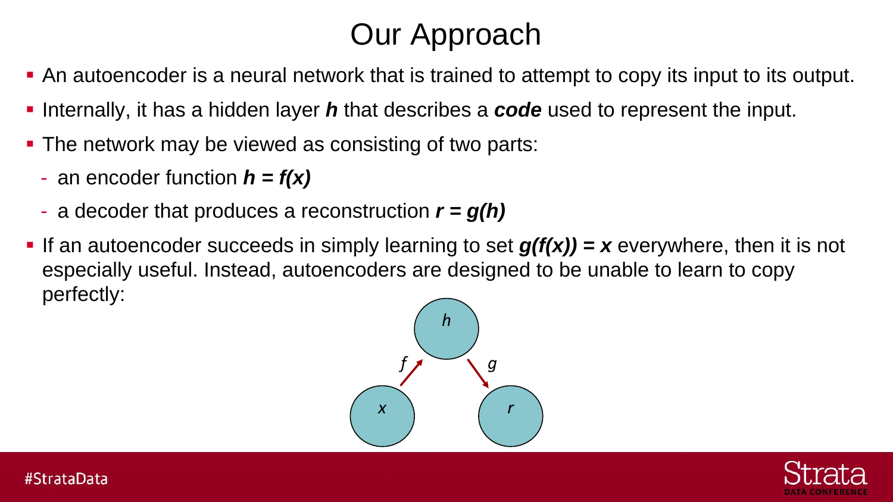# Our Approach

- An autoencoder is a neural network that is trained to attempt to copy its input to its output.
- Internally, it has a hidden layer $\boldsymbol{h}$ that describes a ***code*** used to represent the input.
- The network may be viewed as consisting of two parts:
  - an encoder function $\boldsymbol{h = f(x)}$
  - a decoder that produces a reconstruction $\boldsymbol{r = g(h)}$
- If an autoencoder succeeds in simply learning to set $\boldsymbol{g(f(x)) = x}$ everywhere, then it is not especially useful. Instead, autoencoders are designed to be unable to learn to copy perfectly: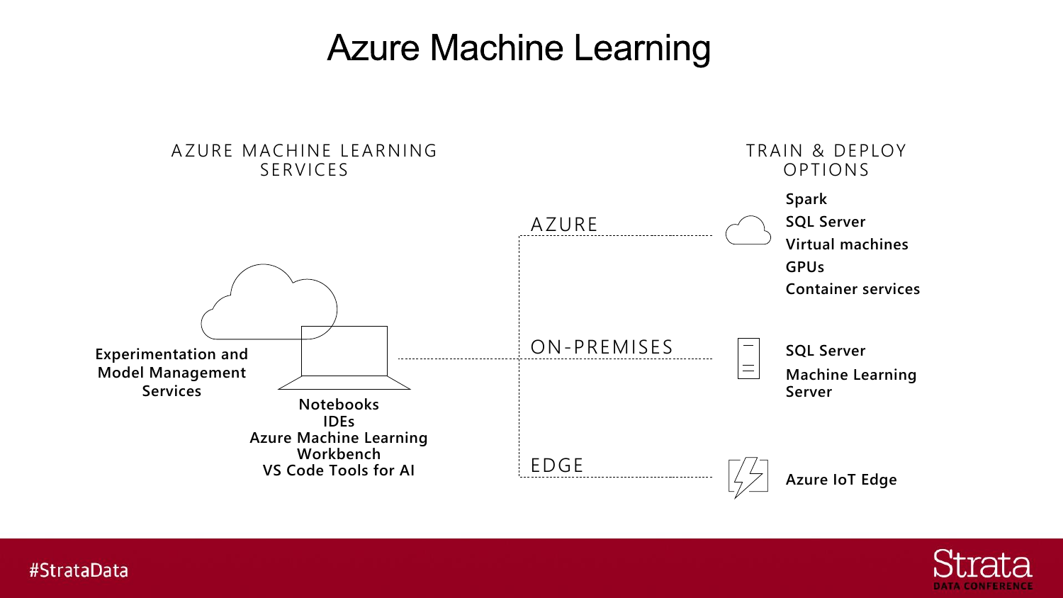# Azure Machine Learning

## AZURE MACHINE LEARNING SERVICES

Experimentation and Model Management Services

Notebooks
IDEs
Azure Machine Learning Workbench
VS Code Tools for AI

## TRAIN & DEPLOY OPTIONS

**AZURE**

- Spark
- SQL Server
- Virtual machines
- GPUs
- Container services

**ON-PREMISES**

- SQL Server
- Machine Learning Server

**EDGE**

- Azure IoT Edge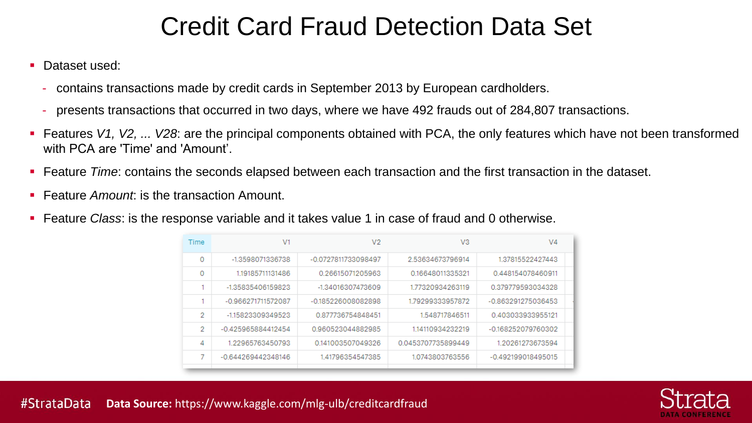# Credit Card Fraud Detection Data Set

- Dataset used:
  - contains transactions made by credit cards in September 2013 by European cardholders.
  - presents transactions that occurred in two days, where we have 492 frauds out of 284,807 transactions.
- Features *V1, V2, ... V28*: are the principal components obtained with PCA, the only features which have not been transformed with PCA are 'Time' and 'Amount'.
- Feature *Time*: contains the seconds elapsed between each transaction and the first transaction in the dataset.
- Feature *Amount*: is the transaction Amount.
- Feature *Class*: is the response variable and it takes value 1 in case of fraud and 0 otherwise.

| Time | V1 | V2 | V3 | V4 |
|---|---|---|---|---|
| 0 | -1.3598071336738 | -0.0727811733098497 | 2.53634673796914 | 1.37815522427443 |
| 0 | 1.19185711131486 | 0.26615071205963 | 0.16648011335321 | 0.448154078460911 |
| 1 | -1.35835406159823 | -1.34016307473609 | 1.77320934263119 | 0.379779593034328 |
| 1 | -0.966271711572087 | -0.185226008082898 | 1.79299333957872 | -0.863291275036453 |
| 2 | -1.15823309349523 | 0.877736754848451 | 1.548717846511 | 0.403033933955121 |
| 2 | -0.425965884412454 | 0.960523044882985 | 1.14110934232219 | -0.168252079760302 |
| 4 | 1.22965763450793 | 0.141003507049326 | 0.0453707735899449 | 1.20261273673594 |
| 7 | -0.644269442348146 | 1.41796354547385 | 1.0743803763556 | -0.492199018495015 |

**Data Source:** https://www.kaggle.com/mlg-ulb/creditcardfraud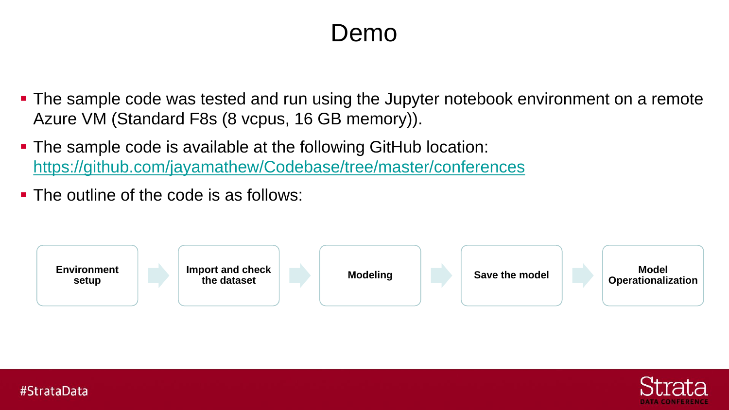# Demo

- The sample code was tested and run using the Jupyter notebook environment on a remote Azure VM (Standard F8s (8 vcpus, 16 GB memory)).
- The sample code is available at the following GitHub location: https://github.com/jayamathew/Codebase/tree/master/conferences
- The outline of the code is as follows:

**Environment setup** → **Import and check the dataset** → **Modeling** → **Save the model** → **Model Operationalization**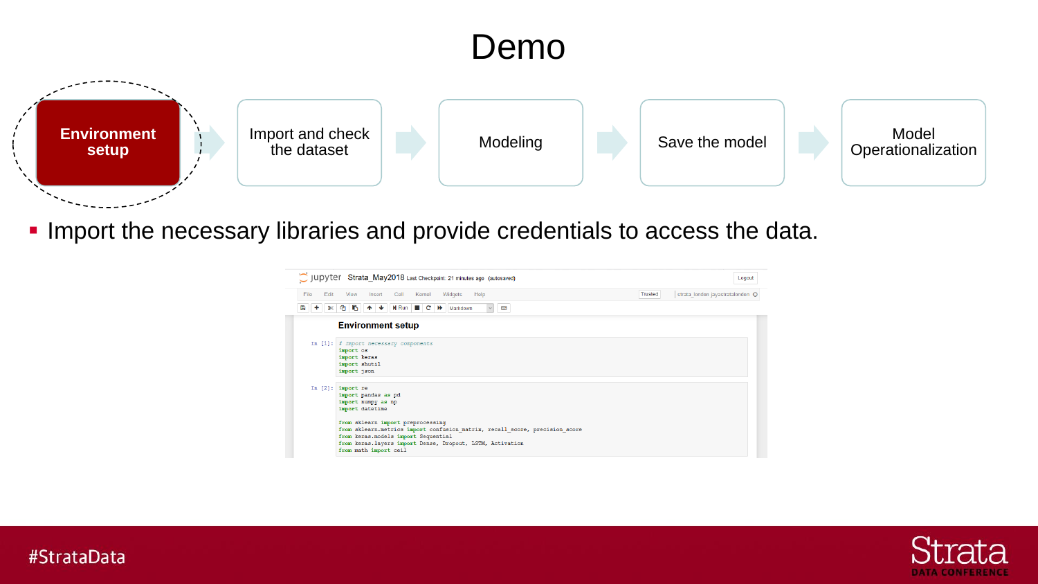# Demo

**Environment setup** → Import and check the dataset → Modeling → Save the model → Model Operationalization

- Import the necessary libraries and provide credentials to access the data.

jupyter Strata_May2018 Last Checkpoint: 21 minutes ago (autosaved)

File Edit View Insert Cell Kernel Widgets Help

### Environment setup

In [1]:

```
# Import necessary components
import os
import keras
import shutil
import json
```

In [2]:

```
import re
import pandas as pd
import numpy as np
import datetime

from sklearn import preprocessing
from sklearn.metrics import confusion_matrix, recall_score, precision_score
from keras.models import Sequential
from keras.layers import Dense, Dropout, LSTM, Activation
from math import ceil
```

#StrataData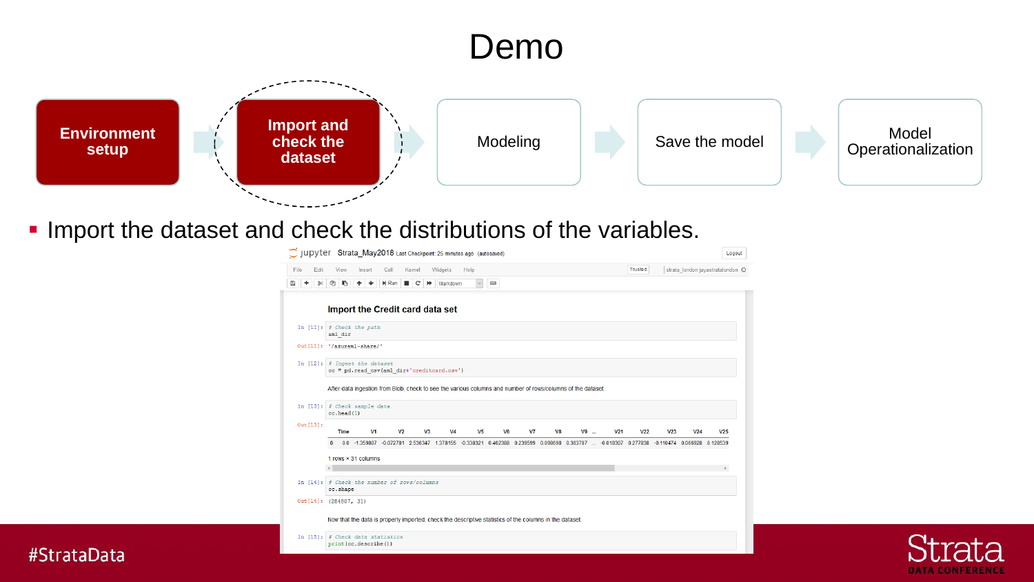# Demo

Environment setup → **Import and check the dataset** → Modeling → Save the model → Model Operationalization

- Import the dataset and check the distributions of the variables.

Jupyter Strata_May2018 Last Checkpoint: 25 minutes ago (autosaved)

### Import the Credit card data set

In [11]:
```
# Check the path
aml_dir
```

Out[11]: `'/azureml-share/'`

In [12]:
```
# Ingest the dataset
cc = pd.read_csv(aml_dir+'creditcard.csv')
```

After data ingestion from Blob, check to see the various columns and number of rows/columns of the dataset.

In [13]:
```
# Check sample data
cc.head(1)
```

Out[13]:

| | Time | V1 | V2 | V3 | V4 | V5 | V6 | V7 | V8 | V9 | ... | V21 | V22 | V23 | V24 | V25 |
|---|---|---|---|---|---|---|---|---|---|---|---|---|---|---|---|---|
| 0 | 0.0 | -1.359807 | -0.072781 | 2.536347 | 1.378155 | -0.338321 | 0.462388 | 0.239599 | 0.098698 | 0.363787 | ... | -0.018307 | 0.277838 | -0.110474 | 0.066928 | 0.128539 |

1 rows × 31 columns

In [14]:
```
# Check the number of rows/columns
cc.shape
```

Out[14]: `(284807, 31)`

Now that the data is properly imported, check the descriptive statistics of the columns in the dataset.

In [15]:
```
# Check data statistics
print(cc.describe())
```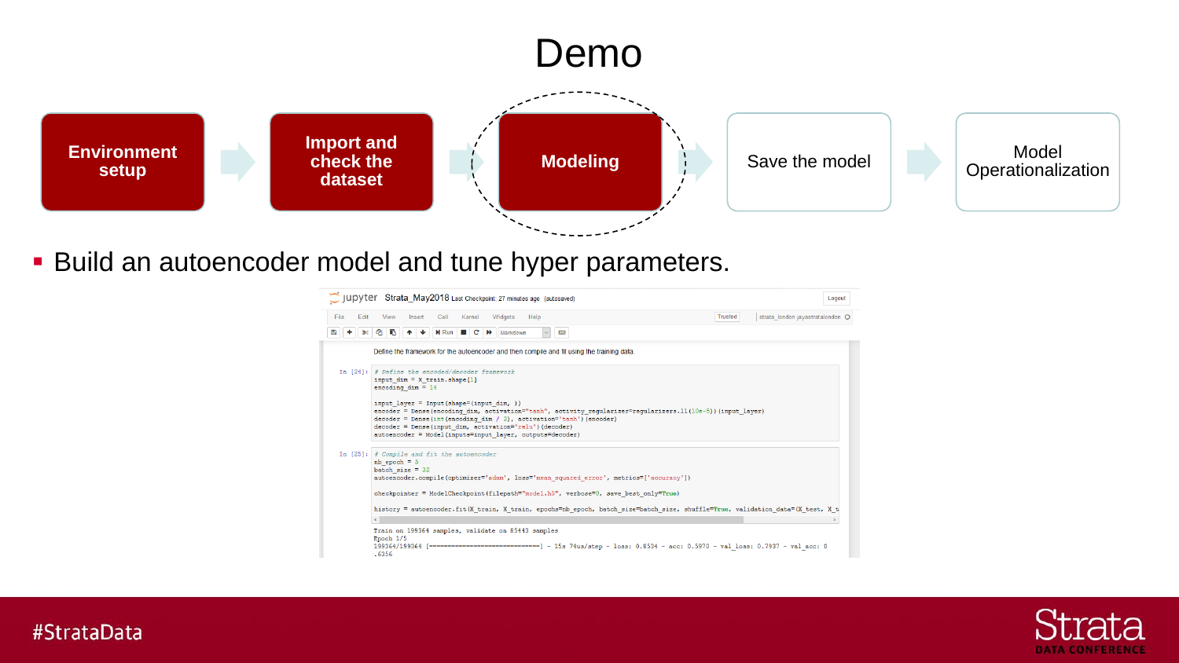# Demo

**Environment setup** → **Import and check the dataset** → **Modeling** → Save the model → Model Operationalization

- Build an autoencoder model and tune hyper parameters.

Jupyter Strata_May2018 Last Checkpoint: 27 minutes ago (autosaved)

Define the framework for the autoencoder and then compile and fit using the training data.

In [24]:

```
# Define the encoded/decoder framework
input_dim = X_train.shape[1]
encoding_dim = 14

input_layer = Input(shape=(input_dim, ))
encoder = Dense(encoding_dim, activation="tanh", activity_regularizer=regularizers.l1(10e-5))(input_layer)
decoder = Dense(int(encoding_dim / 2), activation='tanh')(encoder)
decoder = Dense(input_dim, activation='relu')(decoder)
autoencoder = Model(inputs=input_layer, outputs=decoder)
```

In [25]:

```
# Compile and fit the autoencoder
nb_epoch = 5
batch_size = 32
autoencoder.compile(optimizer='adam', loss='mean_squared_error', metrics=['accuracy'])

checkpointer = ModelCheckpoint(filepath="model.h5", verbose=0, save_best_only=True)

history = autoencoder.fit(X_train, X_train, epochs=nb_epoch, batch_size=batch_size, shuffle=True, validation_data=(X_test, X_t
```

```
Train on 199364 samples, validate on 85443 samples
Epoch 1/5
199364/199364 [==============================] - 15s 74us/step - loss: 0.8534 - acc: 0.5970 - val_loss: 0.7937 - val_acc: 0
.6356
```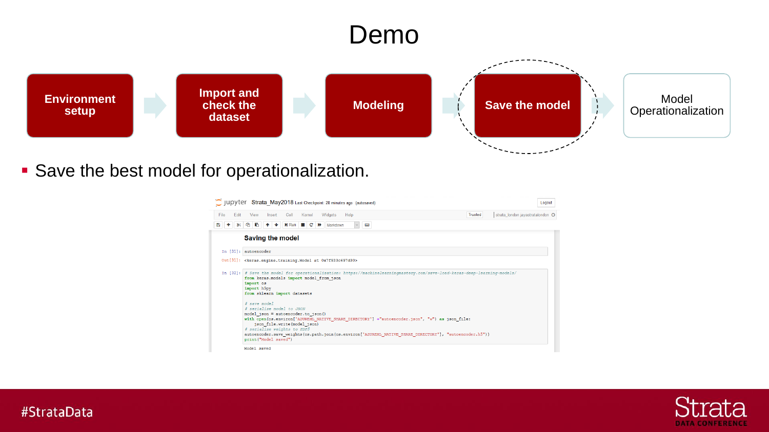# Demo

**Environment setup** → **Import and check the dataset** → **Modeling** → **Save the model** → Model Operationalization

- Save the best model for operationalization.

jupyter Strata_May2018 Last Checkpoint: 28 minutes ago (autosaved)

### Saving the model

In [31]:
```
autoencoder
```

Out[31]:
```
<keras.engine.training.Model at 0x7f933c697d30>
```

In [32]:
```
# Save the model for operationalization: https://machinelearningmastery.com/save-load-keras-deep-learning-models/
from keras.models import model_from_json
import os
import h5py
from sklearn import datasets

# save model
# serialize model to JSON
model_json = autoencoder.to_json()
with open(os.environ['AZUREML_NATIVE_SHARE_DIRECTORY'] +"autoencoder.json", "w") as json_file:
    json_file.write(model_json)
# serialize weights to HDF5
autoencoder.save_weights(os.path.join(os.environ['AZUREML_NATIVE_SHARE_DIRECTORY'], "autoencoder.h5"))
print("Model saved")
```

```
Model saved
```

#StrataData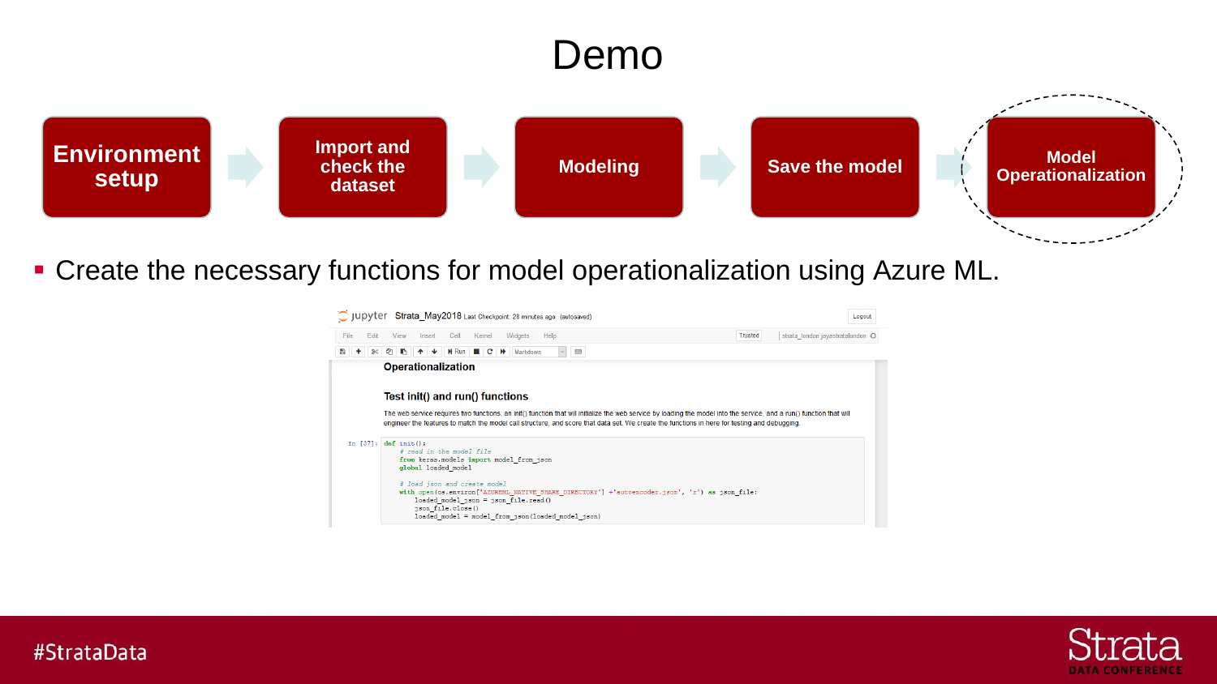# Demo

Environment setup → Import and check the dataset → Modeling → Save the model → Model Operationalization

- Create the necessary functions for model operationalization using Azure ML.

**Operationalization**

**Test init() and run() functions**

The web service requires two functions, an init() function that will initialize the web service by loading the model into the service, and a run() function that will engineer the features to match the model call structure, and score that data set. We create the functions in here for testing and debugging.

```
In [37]: def init():
             # read in the model file
             from keras.models import model_from_json
             global loaded_model

             # load json and create model
             with open(os.environ['AZUREML_NATIVE_SHARE_DIRECTORY'] +'autoencoder.json', 'r') as json_file:
                 loaded_model_json = json_file.read()
                 json_file.close()
                 loaded_model = model_from_json(loaded_model_json)
```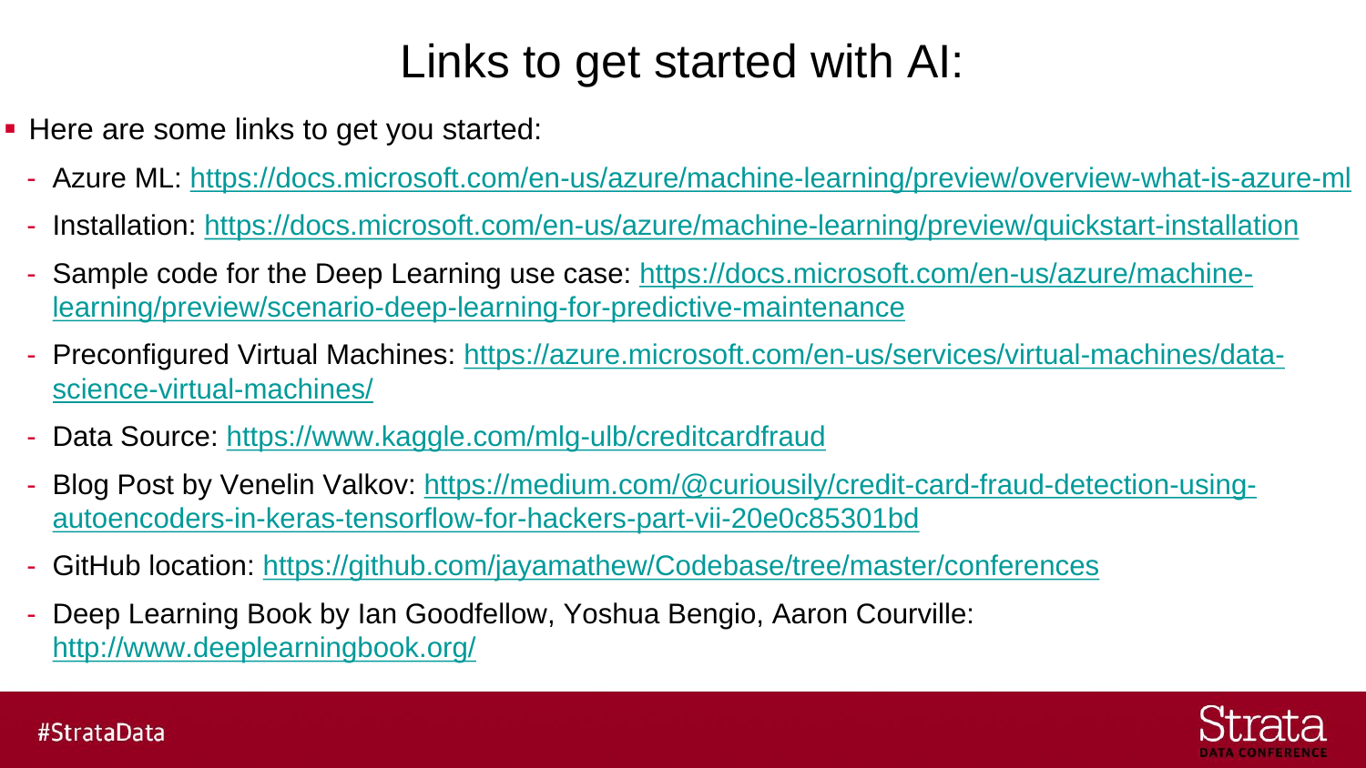# Links to get started with AI:

- Here are some links to get you started:
  - Azure ML: https://docs.microsoft.com/en-us/azure/machine-learning/preview/overview-what-is-azure-ml
  - Installation: https://docs.microsoft.com/en-us/azure/machine-learning/preview/quickstart-installation
  - Sample code for the Deep Learning use case: https://docs.microsoft.com/en-us/azure/machine-learning/preview/scenario-deep-learning-for-predictive-maintenance
  - Preconfigured Virtual Machines: https://azure.microsoft.com/en-us/services/virtual-machines/data-science-virtual-machines/
  - Data Source: https://www.kaggle.com/mlg-ulb/creditcardfraud
  - Blog Post by Venelin Valkov: https://medium.com/@curiousily/credit-card-fraud-detection-using-autoencoders-in-keras-tensorflow-for-hackers-part-vii-20e0c85301bd
  - GitHub location: https://github.com/jayamathew/Codebase/tree/master/conferences
  - Deep Learning Book by Ian Goodfellow, Yoshua Bengio, Aaron Courville: http://www.deeplearningbook.org/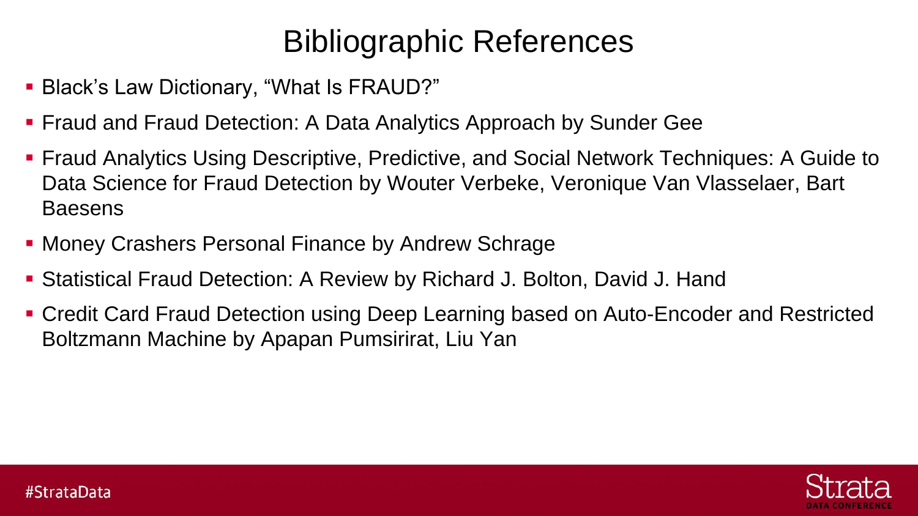# Bibliographic References

- Black’s Law Dictionary, “What Is FRAUD?”
- Fraud and Fraud Detection: A Data Analytics Approach by Sunder Gee
- Fraud Analytics Using Descriptive, Predictive, and Social Network Techniques: A Guide to Data Science for Fraud Detection by Wouter Verbeke, Veronique Van Vlasselaer, Bart Baesens
- Money Crashers Personal Finance by Andrew Schrage
- Statistical Fraud Detection: A Review by Richard J. Bolton, David J. Hand
- Credit Card Fraud Detection using Deep Learning based on Auto-Encoder and Restricted Boltzmann Machine by Apapan Pumsirirat, Liu Yan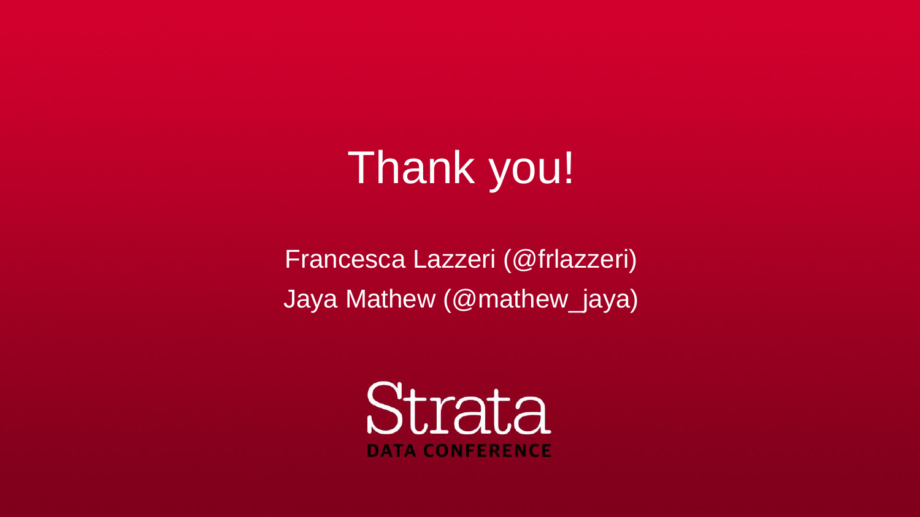# Thank you!

Francesca Lazzeri (@frlazzeri)

Jaya Mathew (@mathew_jaya)

Strata

DATA CONFERENCE